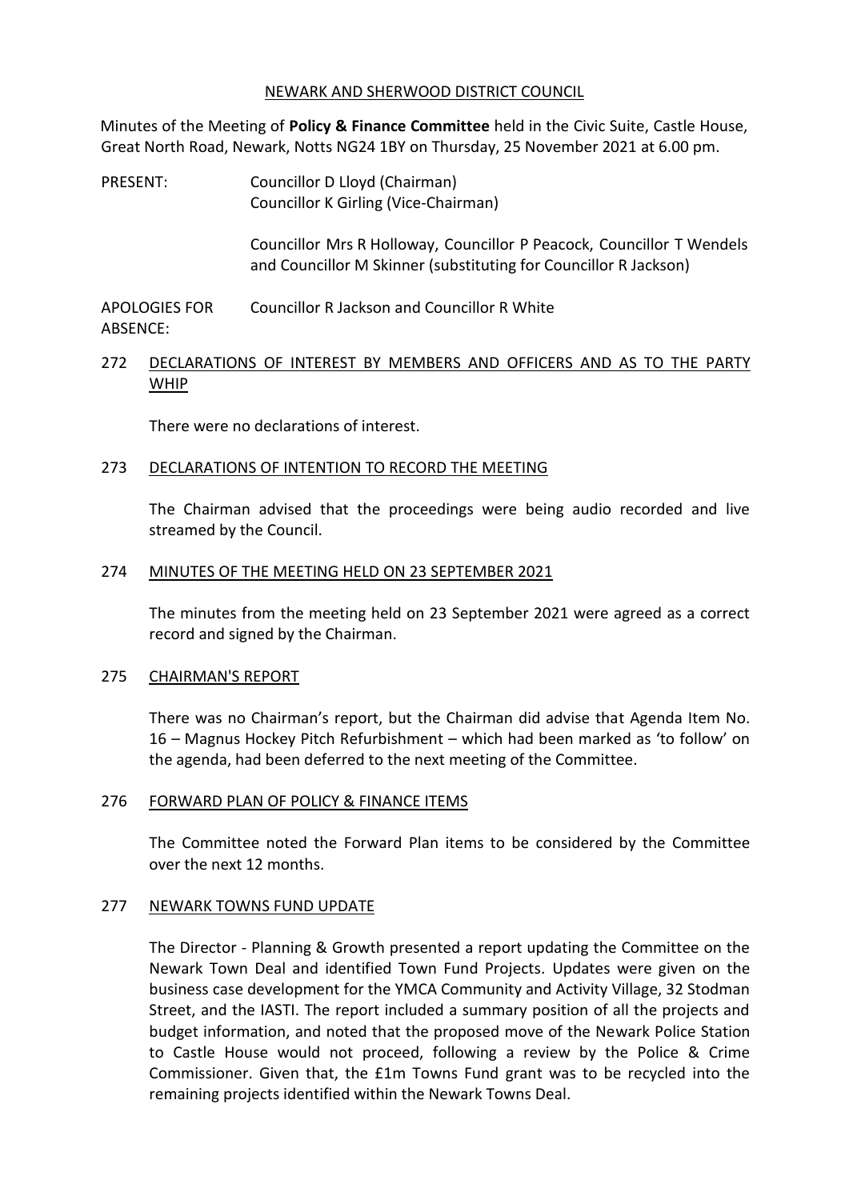NEWARK AND SHERWOOD DISTRICT COUNCIL

Minutes of the Meeting of **Policy & Finance Committee** held in the Civic Suite, Castle House, Great North Road, Newark, Notts NG24 1BY on Thursday, 25 November 2021 at 6.00 pm.

PRESENT: Councillor D Lloyd (Chairman)
Councillor K Girling (Vice-Chairman)

Councillor Mrs R Holloway, Councillor P Peacock, Councillor T Wendels and Councillor M Skinner (substituting for Councillor R Jackson)

APOLOGIES FOR ABSENCE: Councillor R Jackson and Councillor R White

## 272 DECLARATIONS OF INTEREST BY MEMBERS AND OFFICERS AND AS TO THE PARTY WHIP

There were no declarations of interest.

## 273 DECLARATIONS OF INTENTION TO RECORD THE MEETING

The Chairman advised that the proceedings were being audio recorded and live streamed by the Council.

## 274 MINUTES OF THE MEETING HELD ON 23 SEPTEMBER 2021

The minutes from the meeting held on 23 September 2021 were agreed as a correct record and signed by the Chairman.

## 275 CHAIRMAN'S REPORT

There was no Chairman's report, but the Chairman did advise that Agenda Item No. 16 – Magnus Hockey Pitch Refurbishment – which had been marked as 'to follow' on the agenda, had been deferred to the next meeting of the Committee.

## 276 FORWARD PLAN OF POLICY & FINANCE ITEMS

The Committee noted the Forward Plan items to be considered by the Committee over the next 12 months.

## 277 NEWARK TOWNS FUND UPDATE

The Director - Planning & Growth presented a report updating the Committee on the Newark Town Deal and identified Town Fund Projects. Updates were given on the business case development for the YMCA Community and Activity Village, 32 Stodman Street, and the IASTI. The report included a summary position of all the projects and budget information, and noted that the proposed move of the Newark Police Station to Castle House would not proceed, following a review by the Police & Crime Commissioner. Given that, the £1m Towns Fund grant was to be recycled into the remaining projects identified within the Newark Towns Deal.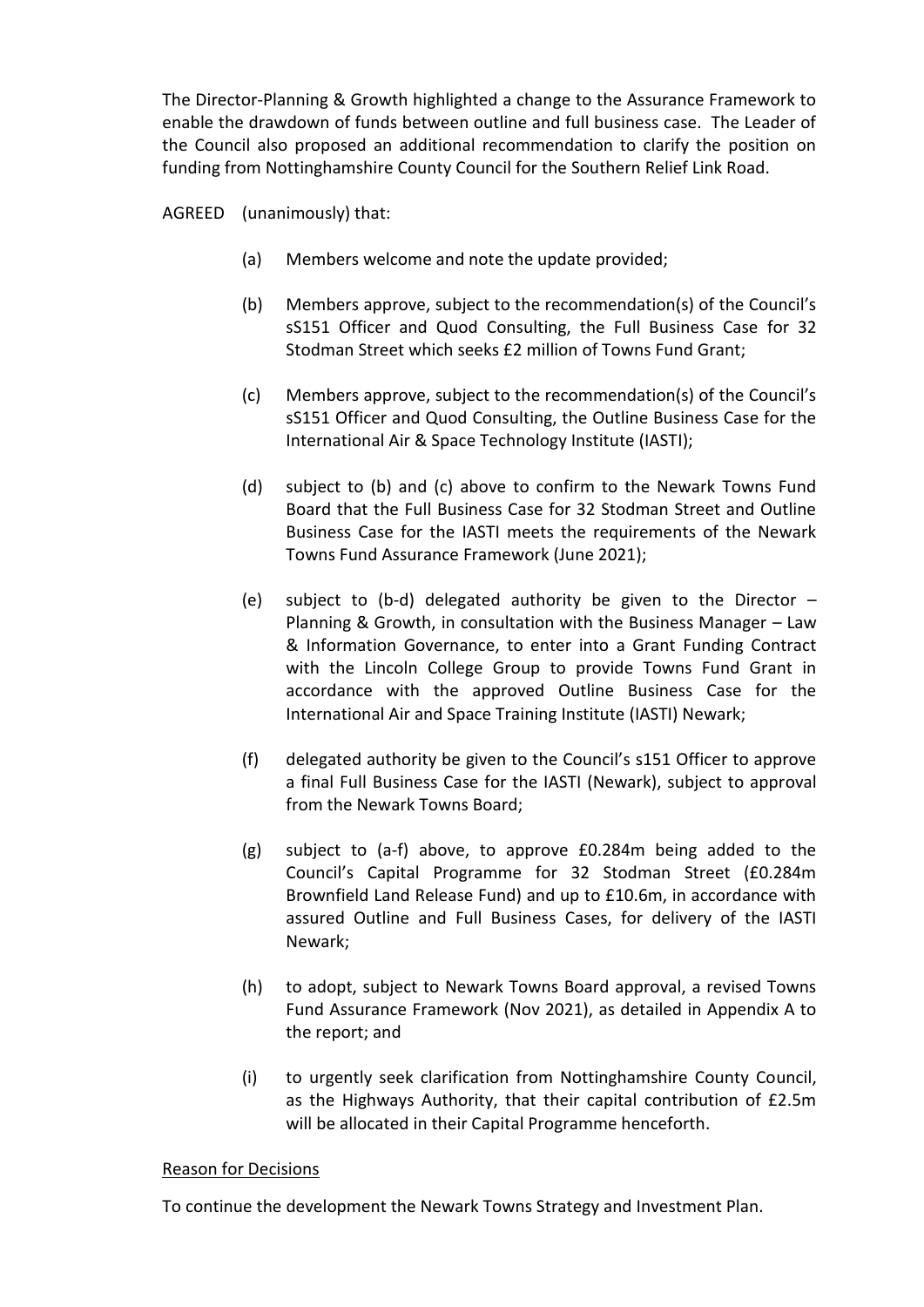The Director-Planning & Growth highlighted a change to the Assurance Framework to enable the drawdown of funds between outline and full business case. The Leader of the Council also proposed an additional recommendation to clarify the position on funding from Nottinghamshire County Council for the Southern Relief Link Road.

AGREED (unanimously) that:

(a) Members welcome and note the update provided;

(b) Members approve, subject to the recommendation(s) of the Council's sS151 Officer and Quod Consulting, the Full Business Case for 32 Stodman Street which seeks £2 million of Towns Fund Grant;

(c) Members approve, subject to the recommendation(s) of the Council's sS151 Officer and Quod Consulting, the Outline Business Case for the International Air & Space Technology Institute (IASTI);

(d) subject to (b) and (c) above to confirm to the Newark Towns Fund Board that the Full Business Case for 32 Stodman Street and Outline Business Case for the IASTI meets the requirements of the Newark Towns Fund Assurance Framework (June 2021);

(e) subject to (b-d) delegated authority be given to the Director – Planning & Growth, in consultation with the Business Manager – Law & Information Governance, to enter into a Grant Funding Contract with the Lincoln College Group to provide Towns Fund Grant in accordance with the approved Outline Business Case for the International Air and Space Training Institute (IASTI) Newark;

(f) delegated authority be given to the Council's s151 Officer to approve a final Full Business Case for the IASTI (Newark), subject to approval from the Newark Towns Board;

(g) subject to (a-f) above, to approve £0.284m being added to the Council's Capital Programme for 32 Stodman Street (£0.284m Brownfield Land Release Fund) and up to £10.6m, in accordance with assured Outline and Full Business Cases, for delivery of the IASTI Newark;

(h) to adopt, subject to Newark Towns Board approval, a revised Towns Fund Assurance Framework (Nov 2021), as detailed in Appendix A to the report; and

(i) to urgently seek clarification from Nottinghamshire County Council, as the Highways Authority, that their capital contribution of £2.5m will be allocated in their Capital Programme henceforth.

<u>Reason for Decisions</u>

To continue the development the Newark Towns Strategy and Investment Plan.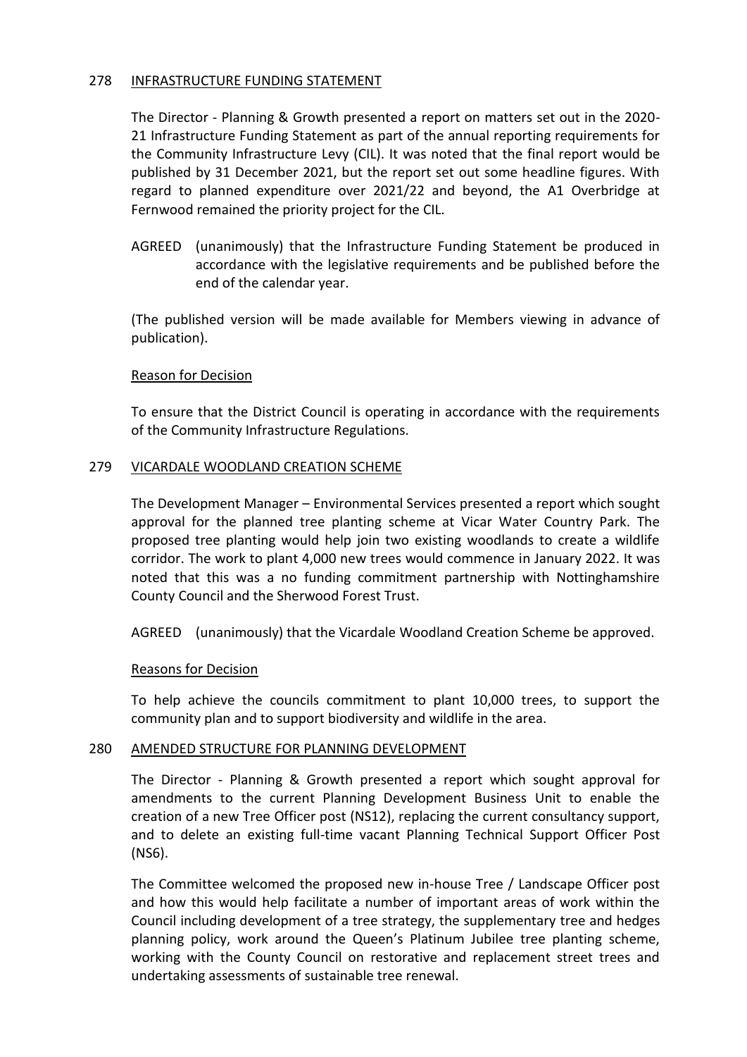## 278 INFRASTRUCTURE FUNDING STATEMENT

The Director - Planning & Growth presented a report on matters set out in the 2020-21 Infrastructure Funding Statement as part of the annual reporting requirements for the Community Infrastructure Levy (CIL). It was noted that the final report would be published by 31 December 2021, but the report set out some headline figures. With regard to planned expenditure over 2021/22 and beyond, the A1 Overbridge at Fernwood remained the priority project for the CIL.

AGREED (unanimously) that the Infrastructure Funding Statement be produced in accordance with the legislative requirements and be published before the end of the calendar year.

(The published version will be made available for Members viewing in advance of publication).

### Reason for Decision

To ensure that the District Council is operating in accordance with the requirements of the Community Infrastructure Regulations.

## 279 VICARDALE WOODLAND CREATION SCHEME

The Development Manager – Environmental Services presented a report which sought approval for the planned tree planting scheme at Vicar Water Country Park. The proposed tree planting would help join two existing woodlands to create a wildlife corridor. The work to plant 4,000 new trees would commence in January 2022. It was noted that this was a no funding commitment partnership with Nottinghamshire County Council and the Sherwood Forest Trust.

AGREED (unanimously) that the Vicardale Woodland Creation Scheme be approved.

### Reasons for Decision

To help achieve the councils commitment to plant 10,000 trees, to support the community plan and to support biodiversity and wildlife in the area.

## 280 AMENDED STRUCTURE FOR PLANNING DEVELOPMENT

The Director - Planning & Growth presented a report which sought approval for amendments to the current Planning Development Business Unit to enable the creation of a new Tree Officer post (NS12), replacing the current consultancy support, and to delete an existing full-time vacant Planning Technical Support Officer Post (NS6).

The Committee welcomed the proposed new in-house Tree / Landscape Officer post and how this would help facilitate a number of important areas of work within the Council including development of a tree strategy, the supplementary tree and hedges planning policy, work around the Queen's Platinum Jubilee tree planting scheme, working with the County Council on restorative and replacement street trees and undertaking assessments of sustainable tree renewal.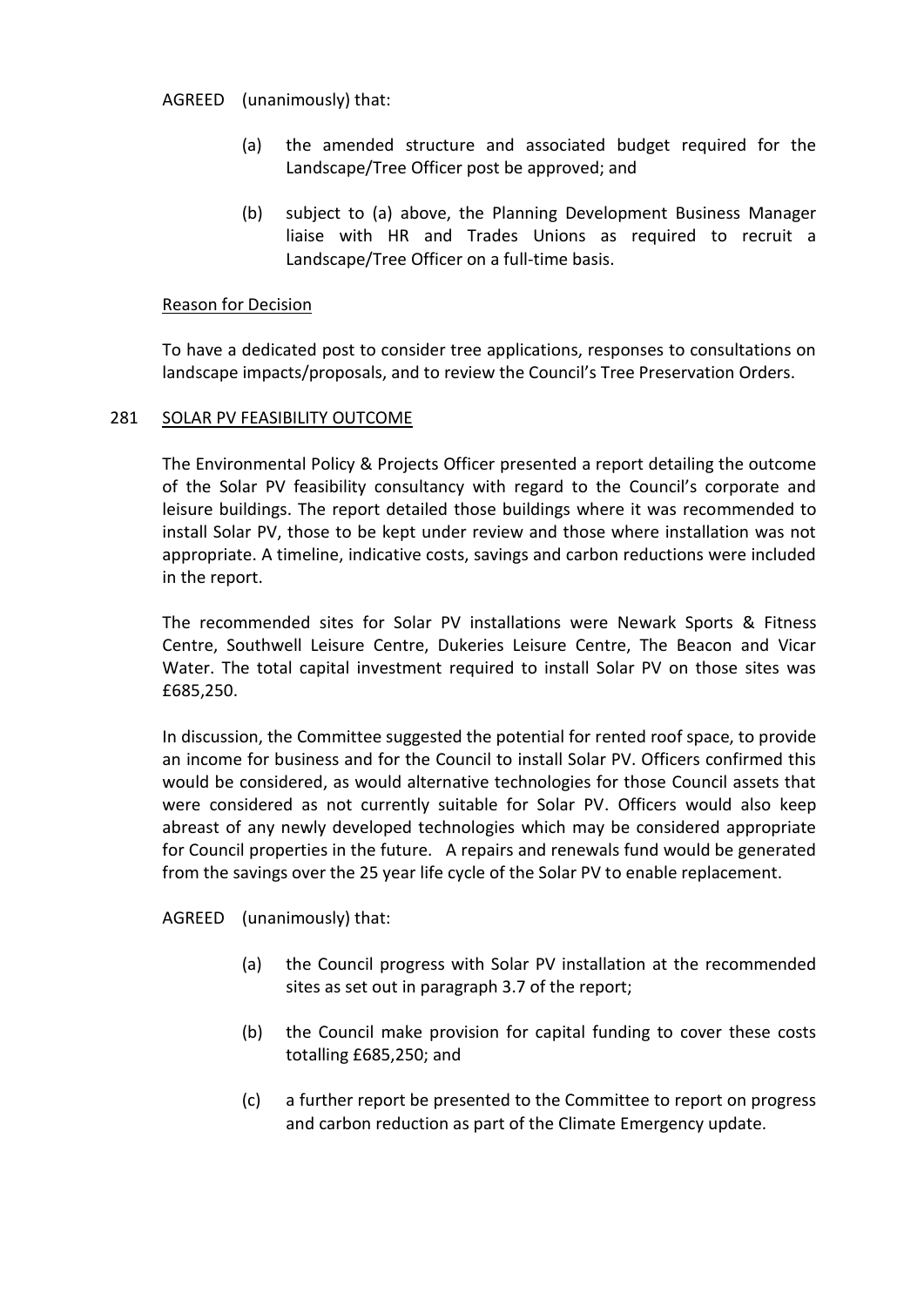AGREED (unanimously) that:

(a) the amended structure and associated budget required for the Landscape/Tree Officer post be approved; and

(b) subject to (a) above, the Planning Development Business Manager liaise with HR and Trades Unions as required to recruit a Landscape/Tree Officer on a full-time basis.

Reason for Decision

To have a dedicated post to consider tree applications, responses to consultations on landscape impacts/proposals, and to review the Council's Tree Preservation Orders.

281 SOLAR PV FEASIBILITY OUTCOME

The Environmental Policy & Projects Officer presented a report detailing the outcome of the Solar PV feasibility consultancy with regard to the Council's corporate and leisure buildings. The report detailed those buildings where it was recommended to install Solar PV, those to be kept under review and those where installation was not appropriate. A timeline, indicative costs, savings and carbon reductions were included in the report.

The recommended sites for Solar PV installations were Newark Sports & Fitness Centre, Southwell Leisure Centre, Dukeries Leisure Centre, The Beacon and Vicar Water. The total capital investment required to install Solar PV on those sites was £685,250.

In discussion, the Committee suggested the potential for rented roof space, to provide an income for business and for the Council to install Solar PV. Officers confirmed this would be considered, as would alternative technologies for those Council assets that were considered as not currently suitable for Solar PV. Officers would also keep abreast of any newly developed technologies which may be considered appropriate for Council properties in the future. A repairs and renewals fund would be generated from the savings over the 25 year life cycle of the Solar PV to enable replacement.

AGREED (unanimously) that:

(a) the Council progress with Solar PV installation at the recommended sites as set out in paragraph 3.7 of the report;

(b) the Council make provision for capital funding to cover these costs totalling £685,250; and

(c) a further report be presented to the Committee to report on progress and carbon reduction as part of the Climate Emergency update.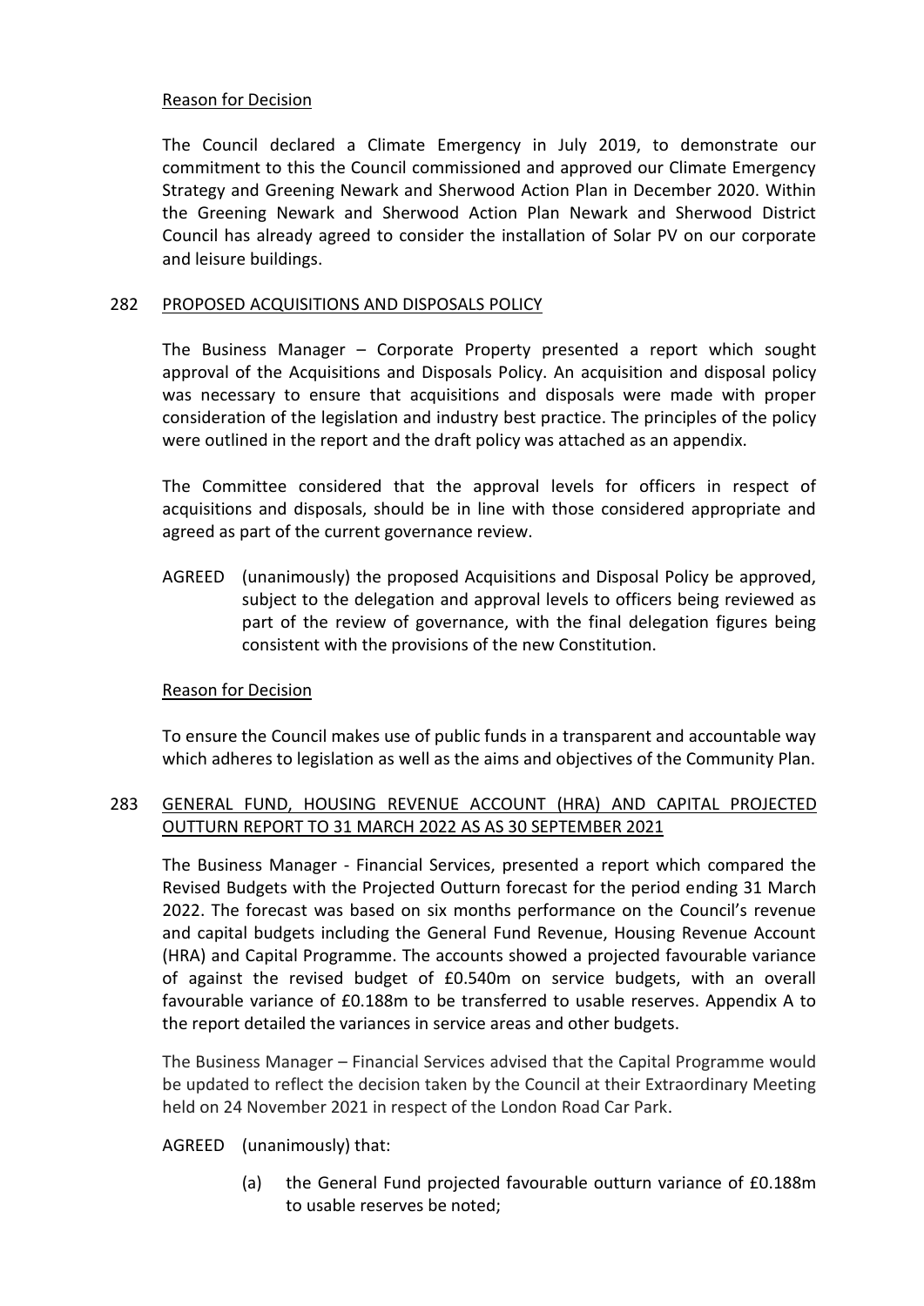Reason for Decision

The Council declared a Climate Emergency in July 2019, to demonstrate our commitment to this the Council commissioned and approved our Climate Emergency Strategy and Greening Newark and Sherwood Action Plan in December 2020. Within the Greening Newark and Sherwood Action Plan Newark and Sherwood District Council has already agreed to consider the installation of Solar PV on our corporate and leisure buildings.

## 282 PROPOSED ACQUISITIONS AND DISPOSALS POLICY

The Business Manager – Corporate Property presented a report which sought approval of the Acquisitions and Disposals Policy. An acquisition and disposal policy was necessary to ensure that acquisitions and disposals were made with proper consideration of the legislation and industry best practice. The principles of the policy were outlined in the report and the draft policy was attached as an appendix.

The Committee considered that the approval levels for officers in respect of acquisitions and disposals, should be in line with those considered appropriate and agreed as part of the current governance review.

AGREED (unanimously) the proposed Acquisitions and Disposal Policy be approved, subject to the delegation and approval levels to officers being reviewed as part of the review of governance, with the final delegation figures being consistent with the provisions of the new Constitution.

Reason for Decision

To ensure the Council makes use of public funds in a transparent and accountable way which adheres to legislation as well as the aims and objectives of the Community Plan.

## 283 GENERAL FUND, HOUSING REVENUE ACCOUNT (HRA) AND CAPITAL PROJECTED OUTTURN REPORT TO 31 MARCH 2022 AS AS 30 SEPTEMBER 2021

The Business Manager - Financial Services, presented a report which compared the Revised Budgets with the Projected Outturn forecast for the period ending 31 March 2022. The forecast was based on six months performance on the Council's revenue and capital budgets including the General Fund Revenue, Housing Revenue Account (HRA) and Capital Programme. The accounts showed a projected favourable variance of against the revised budget of £0.540m on service budgets, with an overall favourable variance of £0.188m to be transferred to usable reserves. Appendix A to the report detailed the variances in service areas and other budgets.

The Business Manager – Financial Services advised that the Capital Programme would be updated to reflect the decision taken by the Council at their Extraordinary Meeting held on 24 November 2021 in respect of the London Road Car Park.

AGREED (unanimously) that:

(a) the General Fund projected favourable outturn variance of £0.188m to usable reserves be noted;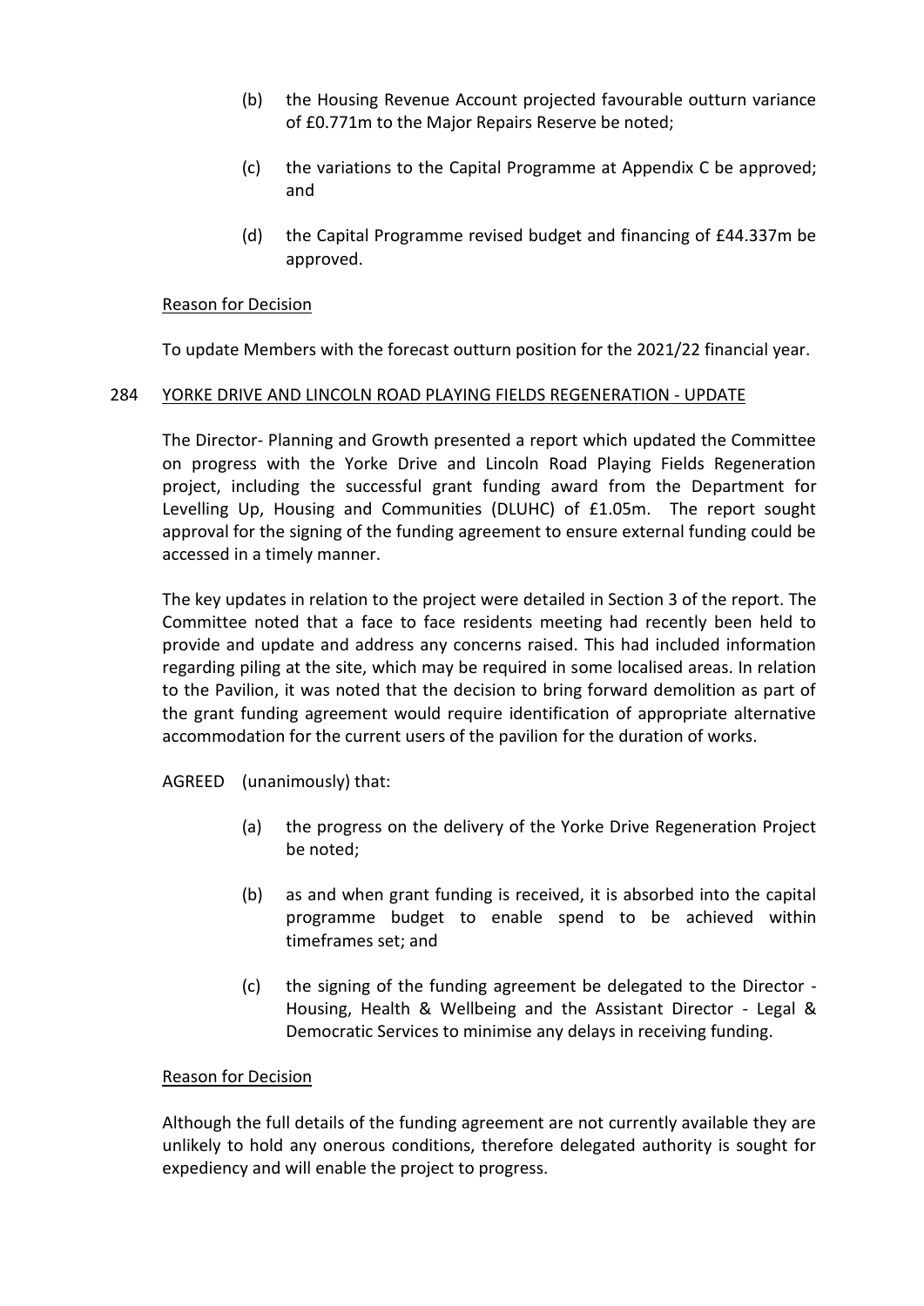(b) the Housing Revenue Account projected favourable outturn variance of £0.771m to the Major Repairs Reserve be noted;

(c) the variations to the Capital Programme at Appendix C be approved; and

(d) the Capital Programme revised budget and financing of £44.337m be approved.

Reason for Decision

To update Members with the forecast outturn position for the 2021/22 financial year.

284 YORKE DRIVE AND LINCOLN ROAD PLAYING FIELDS REGENERATION - UPDATE

The Director- Planning and Growth presented a report which updated the Committee on progress with the Yorke Drive and Lincoln Road Playing Fields Regeneration project, including the successful grant funding award from the Department for Levelling Up, Housing and Communities (DLUHC) of £1.05m. The report sought approval for the signing of the funding agreement to ensure external funding could be accessed in a timely manner.

The key updates in relation to the project were detailed in Section 3 of the report. The Committee noted that a face to face residents meeting had recently been held to provide and update and address any concerns raised. This had included information regarding piling at the site, which may be required in some localised areas. In relation to the Pavilion, it was noted that the decision to bring forward demolition as part of the grant funding agreement would require identification of appropriate alternative accommodation for the current users of the pavilion for the duration of works.

AGREED (unanimously) that:

(a) the progress on the delivery of the Yorke Drive Regeneration Project be noted;

(b) as and when grant funding is received, it is absorbed into the capital programme budget to enable spend to be achieved within timeframes set; and

(c) the signing of the funding agreement be delegated to the Director - Housing, Health & Wellbeing and the Assistant Director - Legal & Democratic Services to minimise any delays in receiving funding.

Reason for Decision

Although the full details of the funding agreement are not currently available they are unlikely to hold any onerous conditions, therefore delegated authority is sought for expediency and will enable the project to progress.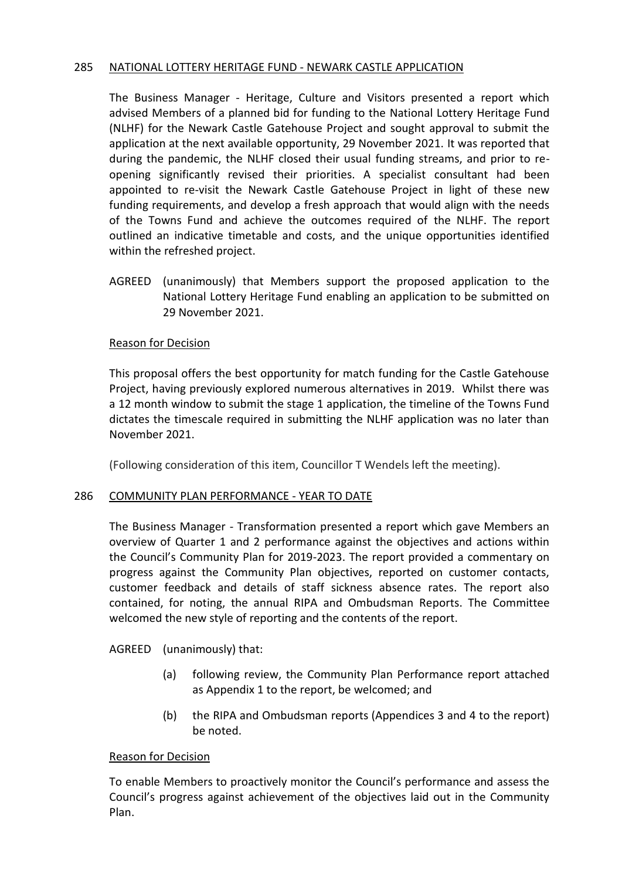## 285 NATIONAL LOTTERY HERITAGE FUND - NEWARK CASTLE APPLICATION

The Business Manager - Heritage, Culture and Visitors presented a report which advised Members of a planned bid for funding to the National Lottery Heritage Fund (NLHF) for the Newark Castle Gatehouse Project and sought approval to submit the application at the next available opportunity, 29 November 2021. It was reported that during the pandemic, the NLHF closed their usual funding streams, and prior to re-opening significantly revised their priorities. A specialist consultant had been appointed to re-visit the Newark Castle Gatehouse Project in light of these new funding requirements, and develop a fresh approach that would align with the needs of the Towns Fund and achieve the outcomes required of the NLHF. The report outlined an indicative timetable and costs, and the unique opportunities identified within the refreshed project.

AGREED (unanimously) that Members support the proposed application to the National Lottery Heritage Fund enabling an application to be submitted on 29 November 2021.

### Reason for Decision

This proposal offers the best opportunity for match funding for the Castle Gatehouse Project, having previously explored numerous alternatives in 2019. Whilst there was a 12 month window to submit the stage 1 application, the timeline of the Towns Fund dictates the timescale required in submitting the NLHF application was no later than November 2021.

(Following consideration of this item, Councillor T Wendels left the meeting).

## 286 COMMUNITY PLAN PERFORMANCE - YEAR TO DATE

The Business Manager - Transformation presented a report which gave Members an overview of Quarter 1 and 2 performance against the objectives and actions within the Council's Community Plan for 2019-2023. The report provided a commentary on progress against the Community Plan objectives, reported on customer contacts, customer feedback and details of staff sickness absence rates. The report also contained, for noting, the annual RIPA and Ombudsman Reports. The Committee welcomed the new style of reporting and the contents of the report.

AGREED (unanimously) that:

(a) following review, the Community Plan Performance report attached as Appendix 1 to the report, be welcomed; and

(b) the RIPA and Ombudsman reports (Appendices 3 and 4 to the report) be noted.

### Reason for Decision

To enable Members to proactively monitor the Council's performance and assess the Council's progress against achievement of the objectives laid out in the Community Plan.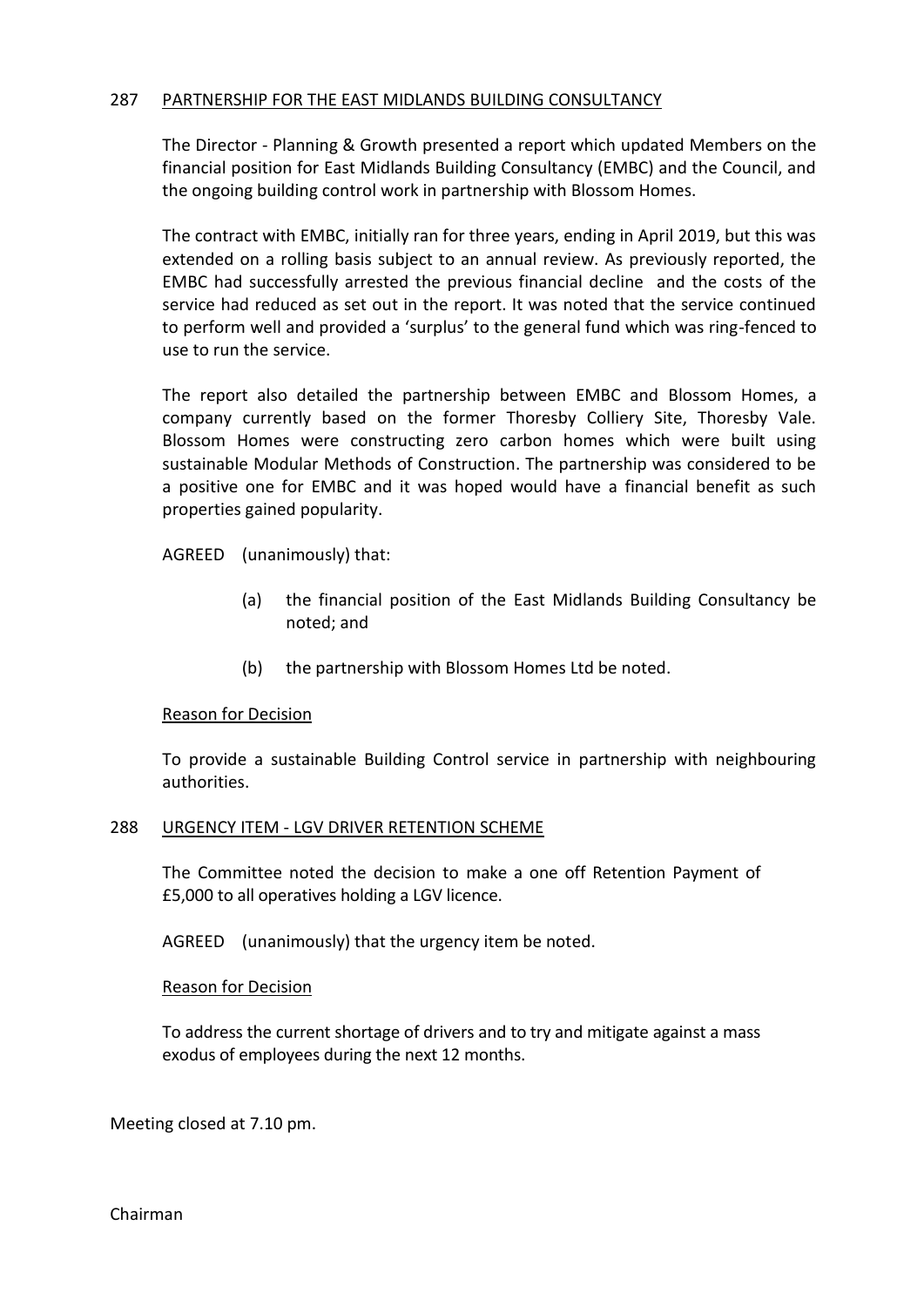## 287 PARTNERSHIP FOR THE EAST MIDLANDS BUILDING CONSULTANCY

The Director - Planning & Growth presented a report which updated Members on the financial position for East Midlands Building Consultancy (EMBC) and the Council, and the ongoing building control work in partnership with Blossom Homes.

The contract with EMBC, initially ran for three years, ending in April 2019, but this was extended on a rolling basis subject to an annual review. As previously reported, the EMBC had successfully arrested the previous financial decline and the costs of the service had reduced as set out in the report. It was noted that the service continued to perform well and provided a 'surplus' to the general fund which was ring-fenced to use to run the service.

The report also detailed the partnership between EMBC and Blossom Homes, a company currently based on the former Thoresby Colliery Site, Thoresby Vale. Blossom Homes were constructing zero carbon homes which were built using sustainable Modular Methods of Construction. The partnership was considered to be a positive one for EMBC and it was hoped would have a financial benefit as such properties gained popularity.

AGREED (unanimously) that:

(a) the financial position of the East Midlands Building Consultancy be noted; and

(b) the partnership with Blossom Homes Ltd be noted.

Reason for Decision

To provide a sustainable Building Control service in partnership with neighbouring authorities.

## 288 URGENCY ITEM - LGV DRIVER RETENTION SCHEME

The Committee noted the decision to make a one off Retention Payment of £5,000 to all operatives holding a LGV licence.

AGREED (unanimously) that the urgency item be noted.

Reason for Decision

To address the current shortage of drivers and to try and mitigate against a mass exodus of employees during the next 12 months.

Meeting closed at 7.10 pm.

Chairman